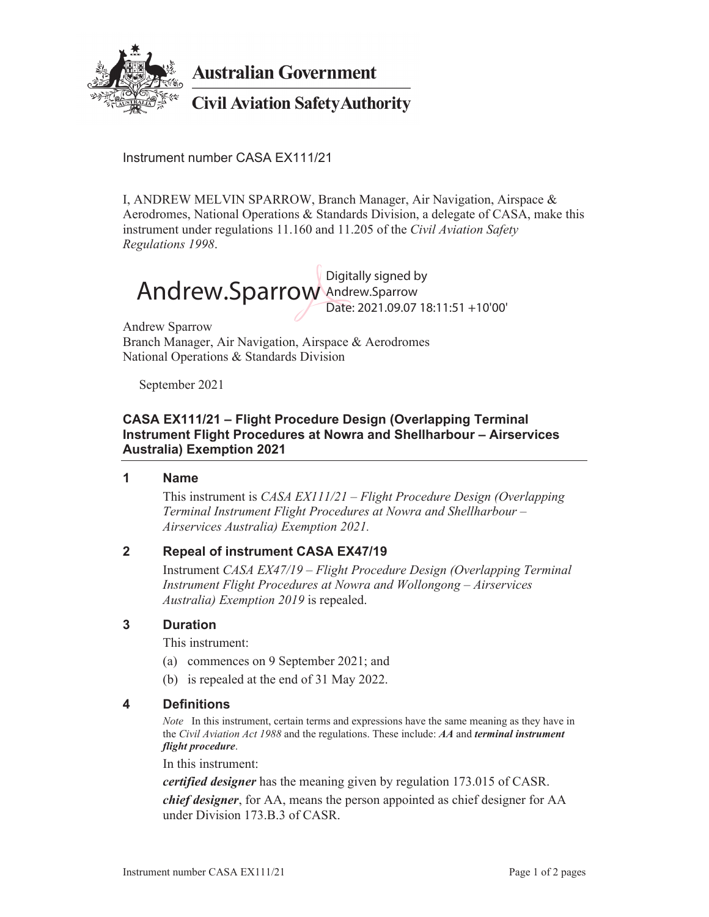Australian Government

Civil Aviation Safety Authority

Instrument number CASA EX111/21

I, ANDREW MELVIN SPARROW, Branch Manager, Air Navigation, Airspace & Aerodromes, National Operations & Standards Division, a delegate of CASA, make this instrument under regulations 11.160 and 11.205 of the *Civil Aviation Safety Regulations 1998*.

Andrew.Sparrow Digitally signed by Andrew.Sparrow Date: 2021.09.07 18:11:51 +10'00'

Andrew Sparrow
Branch Manager, Air Navigation, Airspace & Aerodromes
National Operations & Standards Division

September 2021

## CASA EX111/21 – Flight Procedure Design (Overlapping Terminal Instrument Flight Procedures at Nowra and Shellharbour – Airservices Australia) Exemption 2021

### 1 Name

This instrument is *CASA EX111/21 – Flight Procedure Design (Overlapping Terminal Instrument Flight Procedures at Nowra and Shellharbour – Airservices Australia) Exemption 2021*.

### 2 Repeal of instrument CASA EX47/19

Instrument *CASA EX47/19 – Flight Procedure Design (Overlapping Terminal Instrument Flight Procedures at Nowra and Wollongong – Airservices Australia) Exemption 2019* is repealed.

### 3 Duration

This instrument:

(a) commences on 9 September 2021; and

(b) is repealed at the end of 31 May 2022.

### 4 Definitions

*Note* In this instrument, certain terms and expressions have the same meaning as they have in the *Civil Aviation Act 1988* and the regulations. These include: ***AA*** and ***terminal instrument flight procedure***.

In this instrument:

***certified designer*** has the meaning given by regulation 173.015 of CASR.

***chief designer***, for AA, means the person appointed as chief designer for AA under Division 173.B.3 of CASR.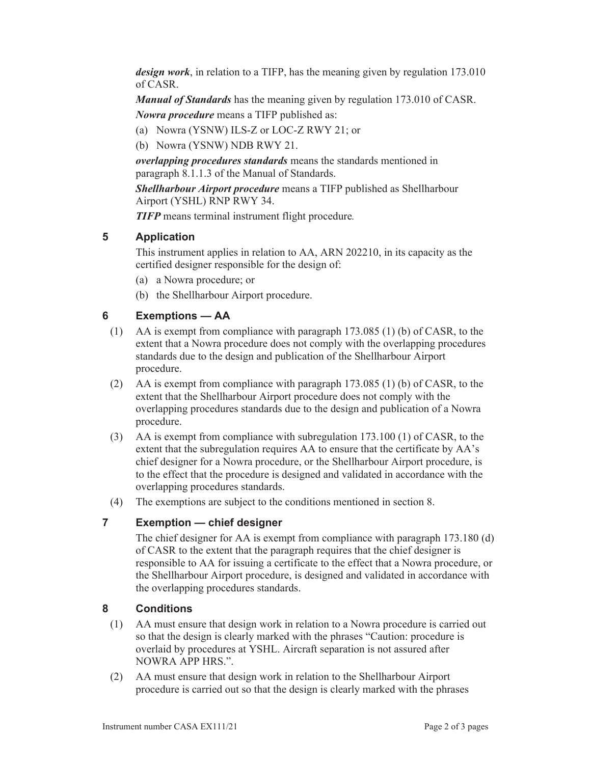***design work***, in relation to a TIFP, has the meaning given by regulation 173.010 of CASR.

***Manual of Standards*** has the meaning given by regulation 173.010 of CASR.

***Nowra procedure*** means a TIFP published as:

(a) Nowra (YSNW) ILS-Z or LOC-Z RWY 21; or

(b) Nowra (YSNW) NDB RWY 21.

***overlapping procedures standards*** means the standards mentioned in paragraph 8.1.1.3 of the Manual of Standards.

***Shellharbour Airport procedure*** means a TIFP published as Shellharbour Airport (YSHL) RNP RWY 34.

***TIFP*** means terminal instrument flight procedure.

## 5 Application

This instrument applies in relation to AA, ARN 202210, in its capacity as the certified designer responsible for the design of:

(a) a Nowra procedure; or

(b) the Shellharbour Airport procedure.

## 6 Exemptions — AA

(1) AA is exempt from compliance with paragraph 173.085 (1) (b) of CASR, to the extent that a Nowra procedure does not comply with the overlapping procedures standards due to the design and publication of the Shellharbour Airport procedure.

(2) AA is exempt from compliance with paragraph 173.085 (1) (b) of CASR, to the extent that the Shellharbour Airport procedure does not comply with the overlapping procedures standards due to the design and publication of a Nowra procedure.

(3) AA is exempt from compliance with subregulation 173.100 (1) of CASR, to the extent that the subregulation requires AA to ensure that the certificate by AA's chief designer for a Nowra procedure, or the Shellharbour Airport procedure, is to the effect that the procedure is designed and validated in accordance with the overlapping procedures standards.

(4) The exemptions are subject to the conditions mentioned in section 8.

## 7 Exemption — chief designer

The chief designer for AA is exempt from compliance with paragraph 173.180 (d) of CASR to the extent that the paragraph requires that the chief designer is responsible to AA for issuing a certificate to the effect that a Nowra procedure, or the Shellharbour Airport procedure, is designed and validated in accordance with the overlapping procedures standards.

## 8 Conditions

(1) AA must ensure that design work in relation to a Nowra procedure is carried out so that the design is clearly marked with the phrases "Caution: procedure is overlaid by procedures at YSHL. Aircraft separation is not assured after NOWRA APP HRS.".

(2) AA must ensure that design work in relation to the Shellharbour Airport procedure is carried out so that the design is clearly marked with the phrases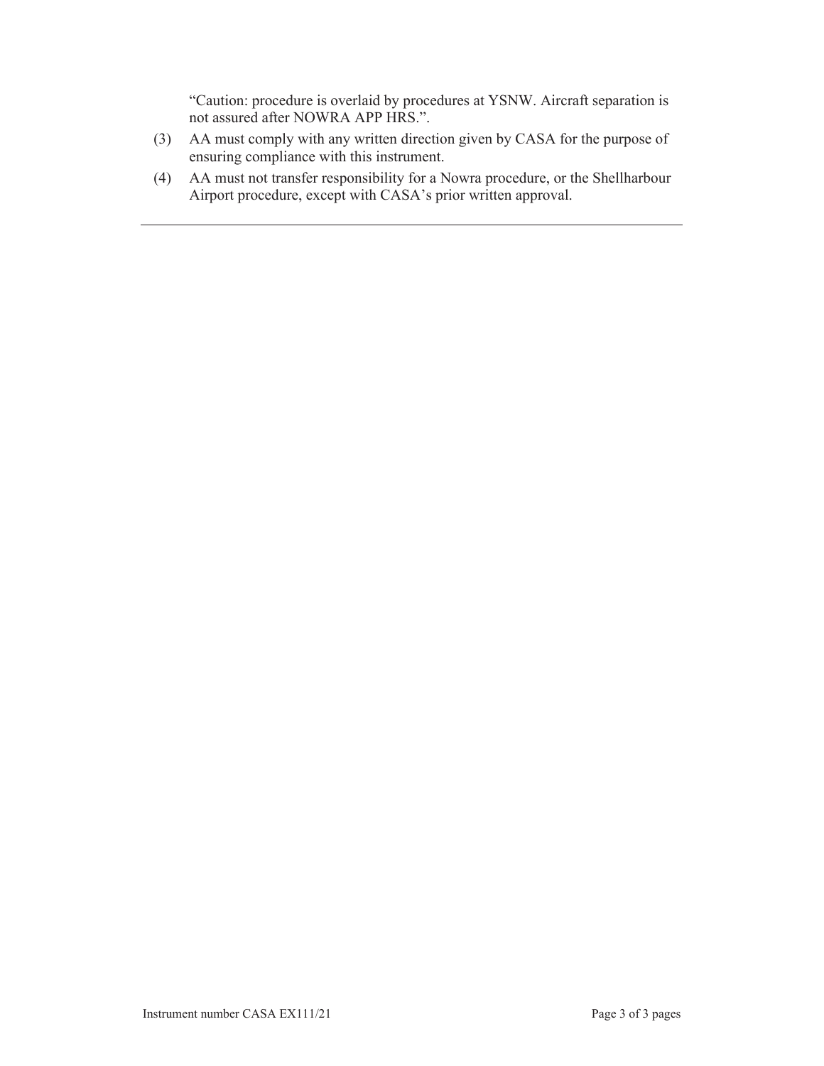"Caution: procedure is overlaid by procedures at YSNW. Aircraft separation is not assured after NOWRA APP HRS.".

(3) AA must comply with any written direction given by CASA for the purpose of ensuring compliance with this instrument.

(4) AA must not transfer responsibility for a Nowra procedure, or the Shellharbour Airport procedure, except with CASA's prior written approval.

---